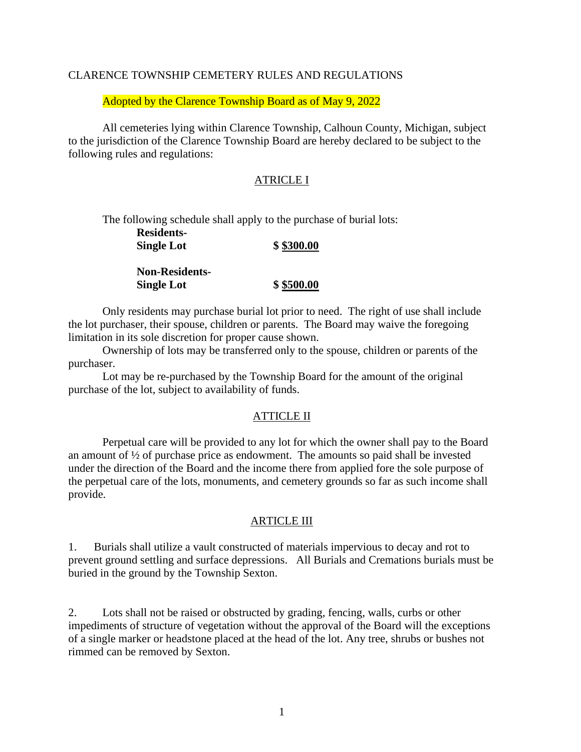CLARENCE TOWNSHIP CEMETERY RULES AND REGULATIONS

Adopted by the Clarence Township Board as of May 9, 2022

All cemeteries lying within Clarence Township, Calhoun County, Michigan, subject to the jurisdiction of the Clarence Township Board are hereby declared to be subject to the following rules and regulations:

## ATRICLE I

The following schedule shall apply to the purchase of burial lots:

**Residents-**
**Single Lot** **$ $300.00**

**Non-Residents-**
**Single Lot** **$ $500.00**

Only residents may purchase burial lot prior to need. The right of use shall include the lot purchaser, their spouse, children or parents. The Board may waive the foregoing limitation in its sole discretion for proper cause shown.

Ownership of lots may be transferred only to the spouse, children or parents of the purchaser.

Lot may be re-purchased by the Township Board for the amount of the original purchase of the lot, subject to availability of funds.

## ATTICLE II

Perpetual care will be provided to any lot for which the owner shall pay to the Board an amount of ½ of purchase price as endowment. The amounts so paid shall be invested under the direction of the Board and the income there from applied fore the sole purpose of the perpetual care of the lots, monuments, and cemetery grounds so far as such income shall provide.

## ARTICLE III

1. Burials shall utilize a vault constructed of materials impervious to decay and rot to prevent ground settling and surface depressions. All Burials and Cremations burials must be buried in the ground by the Township Sexton.

2. Lots shall not be raised or obstructed by grading, fencing, walls, curbs or other impediments of structure of vegetation without the approval of the Board will the exceptions of a single marker or headstone placed at the head of the lot. Any tree, shrubs or bushes not rimmed can be removed by Sexton.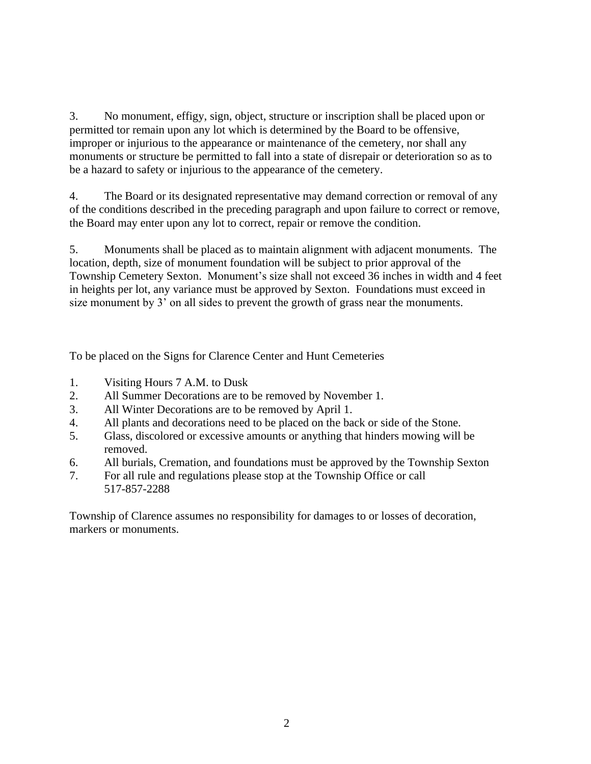3. No monument, effigy, sign, object, structure or inscription shall be placed upon or permitted tor remain upon any lot which is determined by the Board to be offensive, improper or injurious to the appearance or maintenance of the cemetery, nor shall any monuments or structure be permitted to fall into a state of disrepair or deterioration so as to be a hazard to safety or injurious to the appearance of the cemetery.

4. The Board or its designated representative may demand correction or removal of any of the conditions described in the preceding paragraph and upon failure to correct or remove, the Board may enter upon any lot to correct, repair or remove the condition.

5. Monuments shall be placed as to maintain alignment with adjacent monuments. The location, depth, size of monument foundation will be subject to prior approval of the Township Cemetery Sexton. Monument's size shall not exceed 36 inches in width and 4 feet in heights per lot, any variance must be approved by Sexton. Foundations must exceed in size monument by 3' on all sides to prevent the growth of grass near the monuments.

To be placed on the Signs for Clarence Center and Hunt Cemeteries

1. Visiting Hours 7 A.M. to Dusk
2. All Summer Decorations are to be removed by November 1.
3. All Winter Decorations are to be removed by April 1.
4. All plants and decorations need to be placed on the back or side of the Stone.
5. Glass, discolored or excessive amounts or anything that hinders mowing will be removed.
6. All burials, Cremation, and foundations must be approved by the Township Sexton
7. For all rule and regulations please stop at the Township Office or call 517-857-2288

Township of Clarence assumes no responsibility for damages to or losses of decoration, markers or monuments.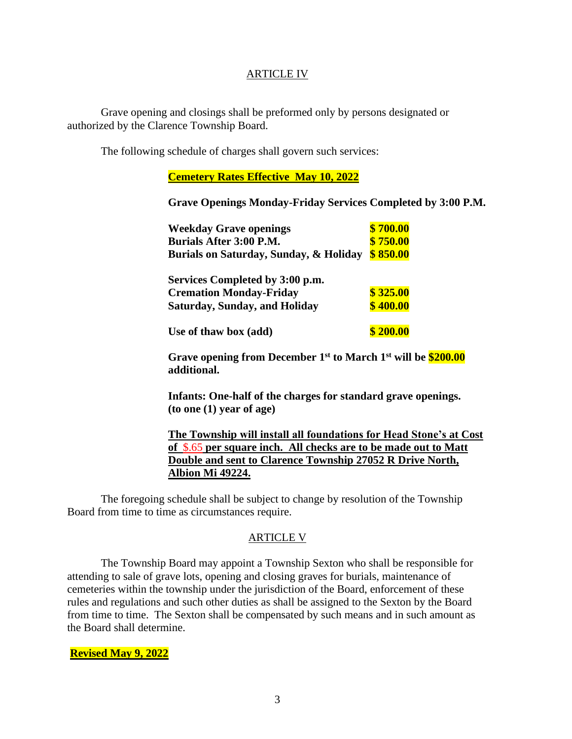## ARTICLE IV

Grave opening and closings shall be preformed only by persons designated or authorized by the Clarence Township Board.

The following schedule of charges shall govern such services:

**Cemetery Rates Effective May 10, 2022**

**Grave Openings Monday-Friday Services Completed by 3:00 P.M.**

| | |
|---|---|
| **Weekday Grave openings** | **$ 700.00** |
| **Burials After 3:00 P.M.** | **$ 750.00** |
| **Burials on Saturday, Sunday, & Holiday** | **$ 850.00** |
| **Services Completed by 3:00 p.m.** | |
| **Cremation Monday-Friday** | **$ 325.00** |
| **Saturday, Sunday, and Holiday** | **$ 400.00** |
| **Use of thaw box (add)** | **$ 200.00** |

**Grave opening from December 1st to March 1st will be $200.00 additional.**

**Infants: One-half of the charges for standard grave openings. (to one (1) year of age)**

**The Township will install all foundations for Head Stone's at Cost of $.65 per square inch. All checks are to be made out to Matt Double and sent to Clarence Township 27052 R Drive North, Albion Mi 49224.**

The foregoing schedule shall be subject to change by resolution of the Township Board from time to time as circumstances require.

## ARTICLE V

The Township Board may appoint a Township Sexton who shall be responsible for attending to sale of grave lots, opening and closing graves for burials, maintenance of cemeteries within the township under the jurisdiction of the Board, enforcement of these rules and regulations and such other duties as shall be assigned to the Sexton by the Board from time to time. The Sexton shall be compensated by such means and in such amount as the Board shall determine.

**Revised May 9, 2022**